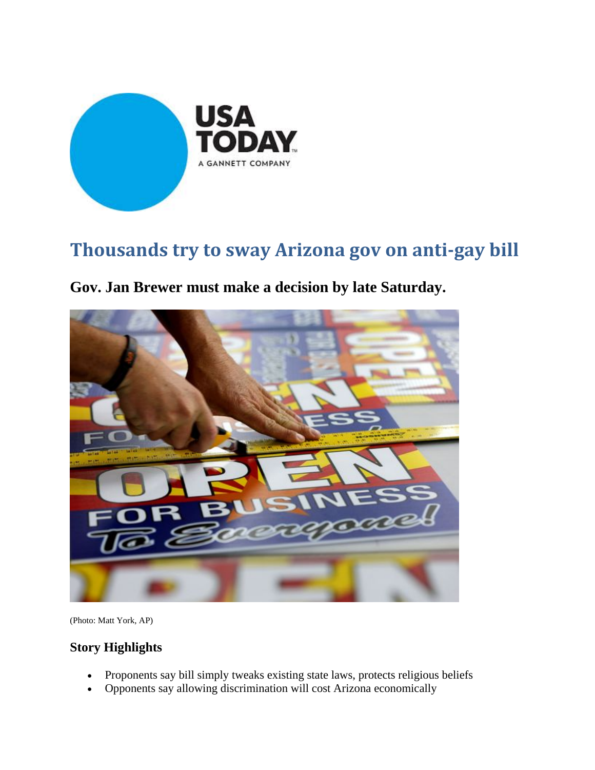# Thousands try to sway Arizona gov on anti-gay bill

## Gov. Jan Brewer must make a decision by late Saturday.

(Photo: Matt York, AP)

### Story Highlights

- Proponents say bill simply tweaks existing state laws, protects religious beliefs
- Opponents say allowing discrimination will cost Arizona economically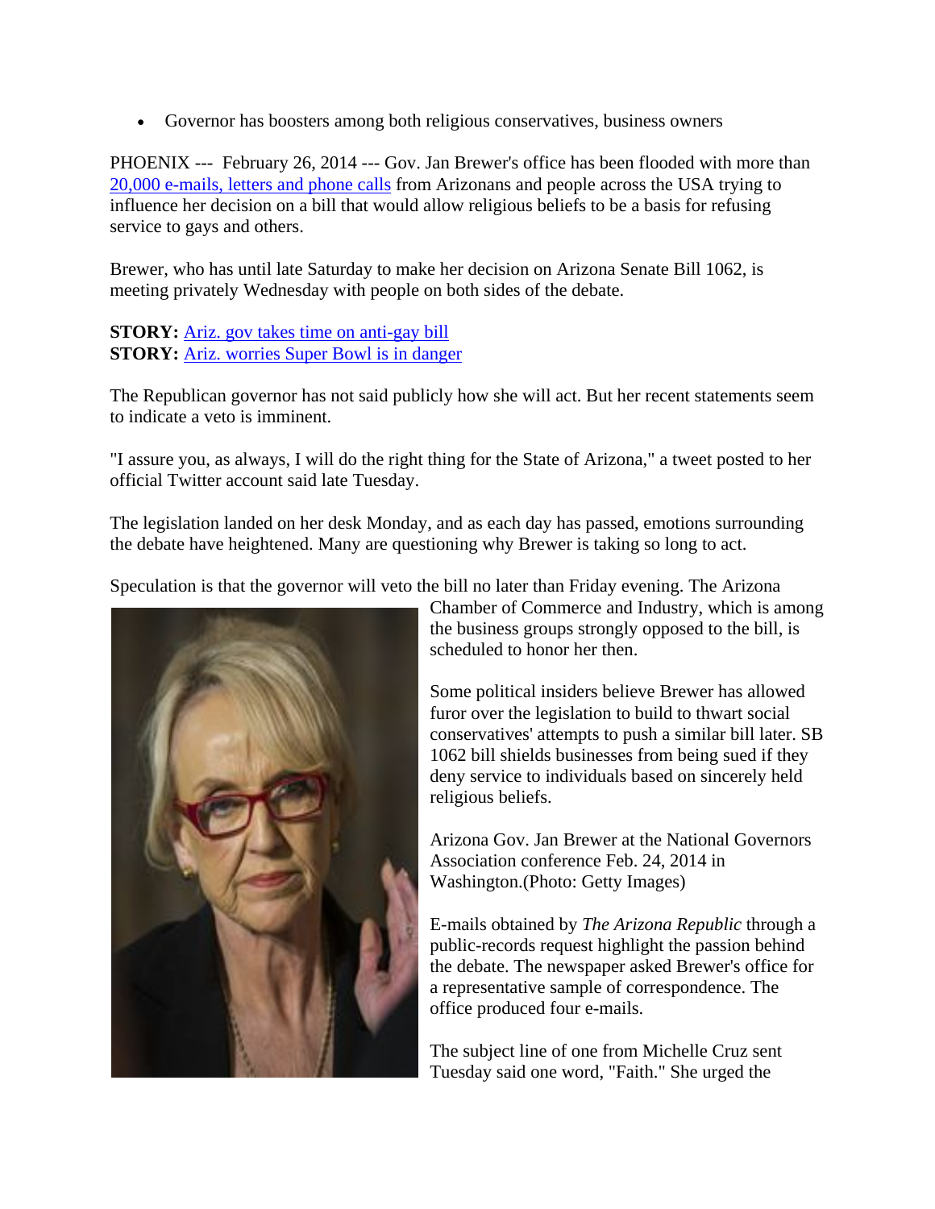- Governor has boosters among both religious conservatives, business owners

PHOENIX --- February 26, 2014 --- Gov. Jan Brewer's office has been flooded with more than 20,000 e-mails, letters and phone calls from Arizonans and people across the USA trying to influence her decision on a bill that would allow religious beliefs to be a basis for refusing service to gays and others.

Brewer, who has until late Saturday to make her decision on Arizona Senate Bill 1062, is meeting privately Wednesday with people on both sides of the debate.

**STORY:** Ariz. gov takes time on anti-gay bill
**STORY:** Ariz. worries Super Bowl is in danger

The Republican governor has not said publicly how she will act. But her recent statements seem to indicate a veto is imminent.

"I assure you, as always, I will do the right thing for the State of Arizona," a tweet posted to her official Twitter account said late Tuesday.

The legislation landed on her desk Monday, and as each day has passed, emotions surrounding the debate have heightened. Many are questioning why Brewer is taking so long to act.

Speculation is that the governor will veto the bill no later than Friday evening. The Arizona Chamber of Commerce and Industry, which is among the business groups strongly opposed to the bill, is scheduled to honor her then.

Some political insiders believe Brewer has allowed furor over the legislation to build to thwart social conservatives' attempts to push a similar bill later. SB 1062 bill shields businesses from being sued if they deny service to individuals based on sincerely held religious beliefs.

Arizona Gov. Jan Brewer at the National Governors Association conference Feb. 24, 2014 in Washington.(Photo: Getty Images)

E-mails obtained by *The Arizona Republic* through a public-records request highlight the passion behind the debate. The newspaper asked Brewer's office for a representative sample of correspondence. The office produced four e-mails.

The subject line of one from Michelle Cruz sent Tuesday said one word, "Faith." She urged the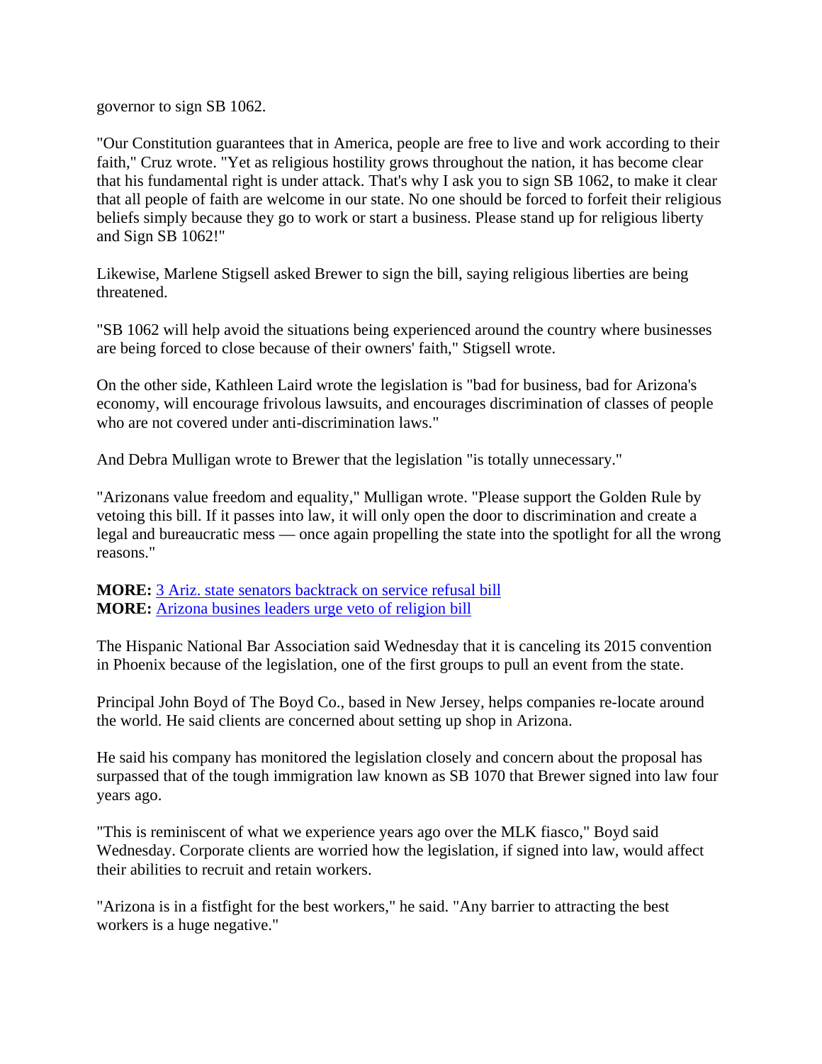governor to sign SB 1062.

"Our Constitution guarantees that in America, people are free to live and work according to their faith," Cruz wrote. "Yet as religious hostility grows throughout the nation, it has become clear that his fundamental right is under attack. That's why I ask you to sign SB 1062, to make it clear that all people of faith are welcome in our state. No one should be forced to forfeit their religious beliefs simply because they go to work or start a business. Please stand up for religious liberty and Sign SB 1062!"

Likewise, Marlene Stigsell asked Brewer to sign the bill, saying religious liberties are being threatened.

"SB 1062 will help avoid the situations being experienced around the country where businesses are being forced to close because of their owners' faith," Stigsell wrote.

On the other side, Kathleen Laird wrote the legislation is "bad for business, bad for Arizona's economy, will encourage frivolous lawsuits, and encourages discrimination of classes of people who are not covered under anti-discrimination laws."

And Debra Mulligan wrote to Brewer that the legislation "is totally unnecessary."

"Arizonans value freedom and equality," Mulligan wrote. "Please support the Golden Rule by vetoing this bill. If it passes into law, it will only open the door to discrimination and create a legal and bureaucratic mess — once again propelling the state into the spotlight for all the wrong reasons."

**MORE:** 3 Ariz. state senators backtrack on service refusal bill
**MORE:** Arizona busines leaders urge veto of religion bill

The Hispanic National Bar Association said Wednesday that it is canceling its 2015 convention in Phoenix because of the legislation, one of the first groups to pull an event from the state.

Principal John Boyd of The Boyd Co., based in New Jersey, helps companies re-locate around the world. He said clients are concerned about setting up shop in Arizona.

He said his company has monitored the legislation closely and concern about the proposal has surpassed that of the tough immigration law known as SB 1070 that Brewer signed into law four years ago.

"This is reminiscent of what we experience years ago over the MLK fiasco," Boyd said Wednesday. Corporate clients are worried how the legislation, if signed into law, would affect their abilities to recruit and retain workers.

"Arizona is in a fistfight for the best workers," he said. "Any barrier to attracting the best workers is a huge negative."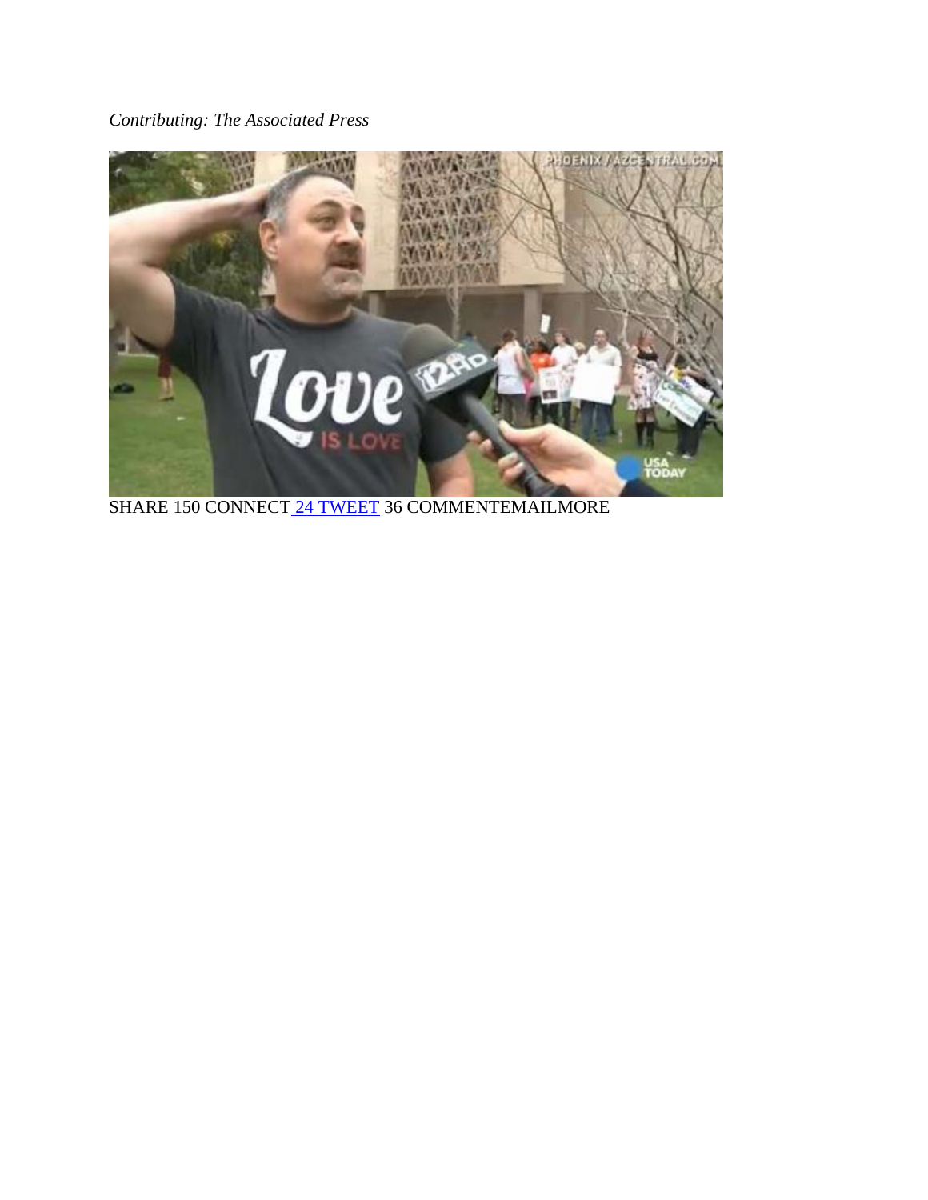*Contributing: The Associated Press*

SHARE 150 CONNECT 24 TWEET 36 COMMENTEMAILMORE